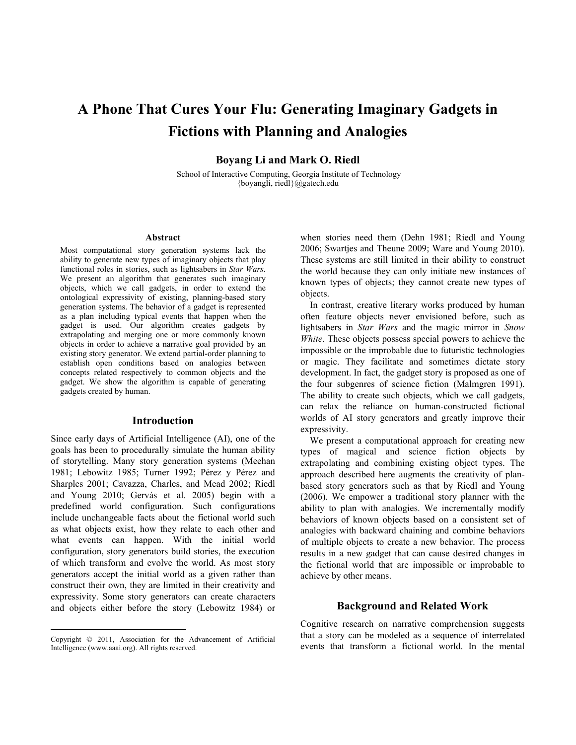# A Phone That Cures Your Flu: Generating Imaginary Gadgets in Fictions with Planning and Analogies

**Boyang Li and Mark O. Riedl**

School of Interactive Computing, Georgia Institute of Technology
{boyangli, riedl}@gatech.edu

### Abstract

Most computational story generation systems lack the ability to generate new types of imaginary objects that play functional roles in stories, such as lightsabers in *Star Wars*. We present an algorithm that generates such imaginary objects, which we call gadgets, in order to extend the ontological expressivity of existing, planning-based story generation systems. The behavior of a gadget is represented as a plan including typical events that happen when the gadget is used. Our algorithm creates gadgets by extrapolating and merging one or more commonly known objects in order to achieve a narrative goal provided by an existing story generator. We extend partial-order planning to establish open conditions based on analogies between concepts related respectively to common objects and the gadget. We show the algorithm is capable of generating gadgets created by human.

## Introduction

Since early days of Artificial Intelligence (AI), one of the goals has been to procedurally simulate the human ability of storytelling. Many story generation systems (Meehan 1981; Lebowitz 1985; Turner 1992; Pérez y Pérez and Sharples 2001; Cavazza, Charles, and Mead 2002; Riedl and Young 2010; Gervás et al. 2005) begin with a predefined world configuration. Such configurations include unchangeable facts about the fictional world such as what objects exist, how they relate to each other and what events can happen. With the initial world configuration, story generators build stories, the execution of which transform and evolve the world. As most story generators accept the initial world as a given rather than construct their own, they are limited in their creativity and expressivity. Some story generators can create characters and objects either before the story (Lebowitz 1984) or when stories need them (Dehn 1981; Riedl and Young 2006; Swartjes and Theune 2009; Ware and Young 2010). These systems are still limited in their ability to construct the world because they can only initiate new instances of known types of objects; they cannot create new types of objects.

In contrast, creative literary works produced by human often feature objects never envisioned before, such as lightsabers in *Star Wars* and the magic mirror in *Snow White*. These objects possess special powers to achieve the impossible or the improbable due to futuristic technologies or magic. They facilitate and sometimes dictate story development. In fact, the gadget story is proposed as one of the four subgenres of science fiction (Malmgren 1991). The ability to create such objects, which we call gadgets, can relax the reliance on human-constructed fictional worlds of AI story generators and greatly improve their expressivity.

We present a computational approach for creating new types of magical and science fiction objects by extrapolating and combining existing object types. The approach described here augments the creativity of plan-based story generators such as that by Riedl and Young (2006). We empower a traditional story planner with the ability to plan with analogies. We incrementally modify behaviors of known objects based on a consistent set of analogies with backward chaining and combine behaviors of multiple objects to create a new behavior. The process results in a new gadget that can cause desired changes in the fictional world that are impossible or improbable to achieve by other means.

## Background and Related Work

Cognitive research on narrative comprehension suggests that a story can be modeled as a sequence of interrelated events that transform a fictional world. In the mental

Copyright © 2011, Association for the Advancement of Artificial Intelligence (www.aaai.org). All rights reserved.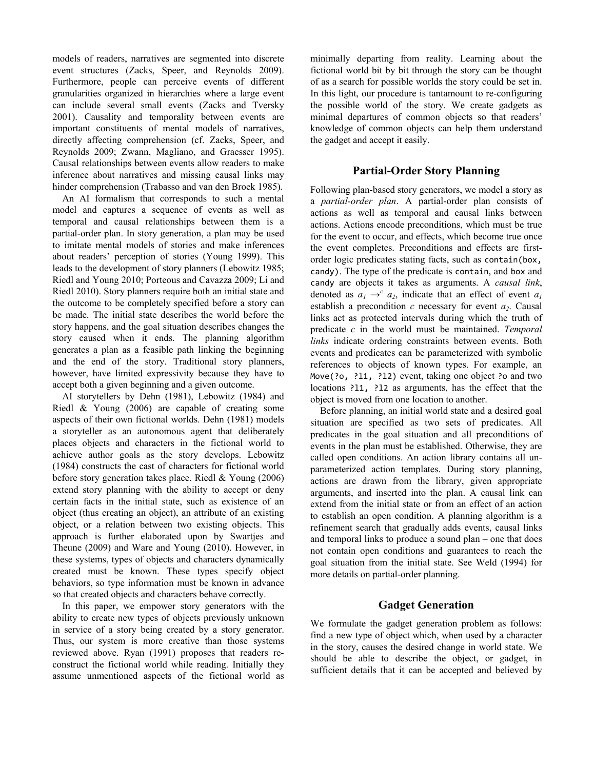models of readers, narratives are segmented into discrete event structures (Zacks, Speer, and Reynolds 2009). Furthermore, people can perceive events of different granularities organized in hierarchies where a large event can include several small events (Zacks and Tversky 2001). Causality and temporality between events are important constituents of mental models of narratives, directly affecting comprehension (cf. Zacks, Speer, and Reynolds 2009; Zwann, Magliano, and Graesser 1995). Causal relationships between events allow readers to make inference about narratives and missing causal links may hinder comprehension (Trabasso and van den Broek 1985).

An AI formalism that corresponds to such a mental model and captures a sequence of events as well as temporal and causal relationships between them is a partial-order plan. In story generation, a plan may be used to imitate mental models of stories and make inferences about readers' perception of stories (Young 1999). This leads to the development of story planners (Lebowitz 1985; Riedl and Young 2010; Porteous and Cavazza 2009; Li and Riedl 2010). Story planners require both an initial state and the outcome to be completely specified before a story can be made. The initial state describes the world before the story happens, and the goal situation describes changes the story caused when it ends. The planning algorithm generates a plan as a feasible path linking the beginning and the end of the story. Traditional story planners, however, have limited expressivity because they have to accept both a given beginning and a given outcome.

AI storytellers by Dehn (1981), Lebowitz (1984) and Riedl & Young (2006) are capable of creating some aspects of their own fictional worlds. Dehn (1981) models a storyteller as an autonomous agent that deliberately places objects and characters in the fictional world to achieve author goals as the story develops. Lebowitz (1984) constructs the cast of characters for fictional world before story generation takes place. Riedl & Young (2006) extend story planning with the ability to accept or deny certain facts in the initial state, such as existence of an object (thus creating an object), an attribute of an existing object, or a relation between two existing objects. This approach is further elaborated upon by Swartjes and Theune (2009) and Ware and Young (2010). However, in these systems, types of objects and characters dynamically created must be known. These types specify object behaviors, so type information must be known in advance so that created objects and characters behave correctly.

In this paper, we empower story generators with the ability to create new types of objects previously unknown in service of a story being created by a story generator. Thus, our system is more creative than those systems reviewed above. Ryan (1991) proposes that readers re-construct the fictional world while reading. Initially they assume unmentioned aspects of the fictional world as minimally departing from reality. Learning about the fictional world bit by bit through the story can be thought of as a search for possible worlds the story could be set in. In this light, our procedure is tantamount to re-configuring the possible world of the story. We create gadgets as minimal departures of common objects so that readers' knowledge of common objects can help them understand the gadget and accept it easily.

## Partial-Order Story Planning

Following plan-based story generators, we model a story as a *partial-order plan*. A partial-order plan consists of actions as well as temporal and causal links between actions. Actions encode preconditions, which must be true for the event to occur, and effects, which become true once the event completes. Preconditions and effects are first-order logic predicates stating facts, such as `contain(box, candy)`. The type of the predicate is `contain`, and `box` and `candy` are objects it takes as arguments. A *causal link*, denoted as $a_1 \rightarrow^c a_2$, indicate that an effect of event $a_1$ establish a precondition $c$ necessary for event $a_2$. Causal links act as protected intervals during which the truth of predicate $c$ in the world must be maintained. *Temporal links* indicate ordering constraints between events. Both events and predicates can be parameterized with symbolic references to objects of known types. For example, an `Move(?o, ?l1, ?l2)` event, taking one object `?o` and two locations `?l1, ?l2` as arguments, has the effect that the object is moved from one location to another.

Before planning, an initial world state and a desired goal situation are specified as two sets of predicates. All predicates in the goal situation and all preconditions of events in the plan must be established. Otherwise, they are called open conditions. An action library contains all un-parameterized action templates. During story planning, actions are drawn from the library, given appropriate arguments, and inserted into the plan. A causal link can extend from the initial state or from an effect of an action to establish an open condition. A planning algorithm is a refinement search that gradually adds events, causal links and temporal links to produce a sound plan – one that does not contain open conditions and guarantees to reach the goal situation from the initial state. See Weld (1994) for more details on partial-order planning.

## Gadget Generation

We formulate the gadget generation problem as follows: find a new type of object which, when used by a character in the story, causes the desired change in world state. We should be able to describe the object, or gadget, in sufficient details that it can be accepted and believed by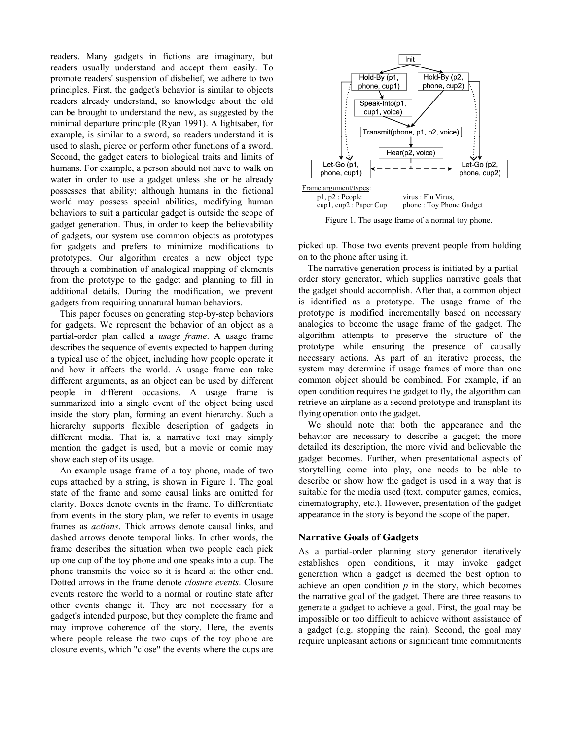readers. Many gadgets in fictions are imaginary, but readers usually understand and accept them easily. To promote readers' suspension of disbelief, we adhere to two principles. First, the gadget's behavior is similar to objects readers already understand, so knowledge about the old can be brought to understand the new, as suggested by the minimal departure principle (Ryan 1991). A lightsaber, for example, is similar to a sword, so readers understand it is used to slash, pierce or perform other functions of a sword. Second, the gadget caters to biological traits and limits of humans. For example, a person should not have to walk on water in order to use a gadget unless she or he already possesses that ability; although humans in the fictional world may possess special abilities, modifying human behaviors to suit a particular gadget is outside the scope of gadget generation. Thus, in order to keep the believability of gadgets, our system use common objects as prototypes for gadgets and prefers to minimize modifications to prototypes. Our algorithm creates a new object type through a combination of analogical mapping of elements from the prototype to the gadget and planning to fill in additional details. During the modification, we prevent gadgets from requiring unnatural human behaviors.

This paper focuses on generating step-by-step behaviors for gadgets. We represent the behavior of an object as a partial-order plan called a *usage frame*. A usage frame describes the sequence of events expected to happen during a typical use of the object, including how people operate it and how it affects the world. A usage frame can take different arguments, as an object can be used by different people in different occasions. A usage frame is summarized into a single event of the object being used inside the story plan, forming an event hierarchy. Such a hierarchy supports flexible description of gadgets in different media. That is, a narrative text may simply mention the gadget is used, but a movie or comic may show each step of its usage.

An example usage frame of a toy phone, made of two cups attached by a string, is shown in Figure 1. The goal state of the frame and some causal links are omitted for clarity. Boxes denote events in the frame. To differentiate from events in the story plan, we refer to events in usage frames as *actions*. Thick arrows denote causal links, and dashed arrows denote temporal links. In other words, the frame describes the situation when two people each pick up one cup of the toy phone and one speaks into a cup. The phone transmits the voice so it is heard at the other end. Dotted arrows in the frame denote *closure events*. Closure events restore the world to a normal or routine state after other events change it. They are not necessary for a gadget's intended purpose, but they complete the frame and may improve coherence of the story. Here, the events where people release the two cups of the toy phone are closure events, which "close" the events where the cups are picked up. Those two events prevent people from holding on to the phone after using it.

Init → Hold-By (p1, phone, cup1); Hold-By (p2, phone, cup2); Speak-Into(p1, cup1, voice); Transmit(phone, p1, p2, voice); Hear(p2, voice); Let-Go (p1, phone, cup1); Let-Go (p2, phone, cup2)

Frame argument/types:
p1, p2 : People    virus : Flu Virus,
cup1, cup2 : Paper Cup    phone : Toy Phone Gadget

Figure 1. The usage frame of a normal toy phone.

The narrative generation process is initiated by a partial-order story generator, which supplies narrative goals that the gadget should accomplish. After that, a common object is identified as a prototype. The usage frame of the prototype is modified incrementally based on necessary analogies to become the usage frame of the gadget. The algorithm attempts to preserve the structure of the prototype while ensuring the presence of causally necessary actions. As part of an iterative process, the system may determine if usage frames of more than one common object should be combined. For example, if an open condition requires the gadget to fly, the algorithm can retrieve an airplane as a second prototype and transplant its flying operation onto the gadget.

We should note that both the appearance and the behavior are necessary to describe a gadget; the more detailed its description, the more vivid and believable the gadget becomes. Further, when presentational aspects of storytelling come into play, one needs to be able to describe or show how the gadget is used in a way that is suitable for the media used (text, computer games, comics, cinematography, etc.). However, presentation of the gadget appearance in the story is beyond the scope of the paper.

## Narrative Goals of Gadgets

As a partial-order planning story generator iteratively establishes open conditions, it may invoke gadget generation when a gadget is deemed the best option to achieve an open condition $p$ in the story, which becomes the narrative goal of the gadget. There are three reasons to generate a gadget to achieve a goal. First, the goal may be impossible or too difficult to achieve without assistance of a gadget (e.g. stopping the rain). Second, the goal may require unpleasant actions or significant time commitments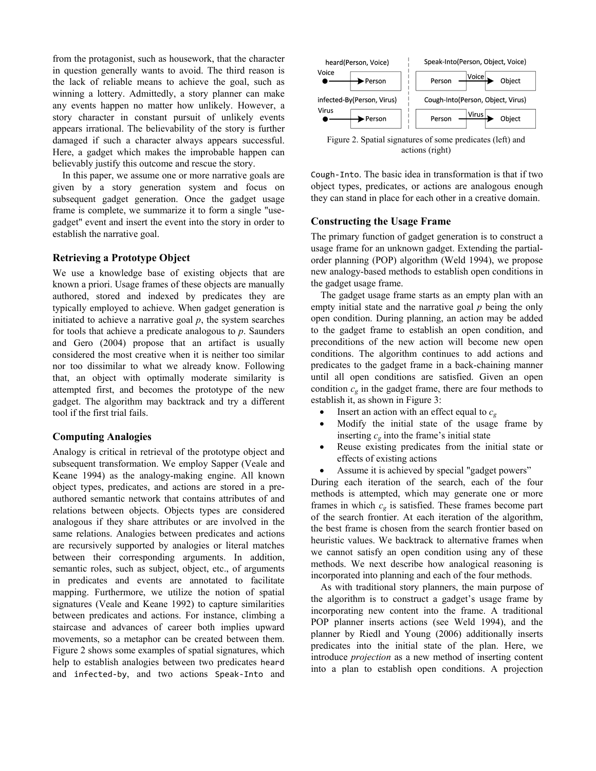from the protagonist, such as housework, that the character in question generally wants to avoid. The third reason is the lack of reliable means to achieve the goal, such as winning a lottery. Admittedly, a story planner can make any events happen no matter how unlikely. However, a story character in constant pursuit of unlikely events appears irrational. The believability of the story is further damaged if such a character always appears successful. Here, a gadget which makes the improbable happen can believably justify this outcome and rescue the story.

In this paper, we assume one or more narrative goals are given by a story generation system and focus on subsequent gadget generation. Once the gadget usage frame is complete, we summarize it to form a single "use-gadget" event and insert the event into the story in order to establish the narrative goal.

### Retrieving a Prototype Object

We use a knowledge base of existing objects that are known a priori. Usage frames of these objects are manually authored, stored and indexed by predicates they are typically employed to achieve. When gadget generation is initiated to achieve a narrative goal *p*, the system searches for tools that achieve a predicate analogous to *p*. Saunders and Gero (2004) propose that an artifact is usually considered the most creative when it is neither too similar nor too dissimilar to what we already know. Following that, an object with optimally moderate similarity is attempted first, and becomes the prototype of the new gadget. The algorithm may backtrack and try a different tool if the first trial fails.

### Computing Analogies

Analogy is critical in retrieval of the prototype object and subsequent transformation. We employ Sapper (Veale and Keane 1994) as the analogy-making engine. All known object types, predicates, and actions are stored in a pre-authored semantic network that contains attributes of and relations between objects. Objects types are considered analogous if they share attributes or are involved in the same relations. Analogies between predicates and actions are recursively supported by analogies or literal matches between their corresponding arguments. In addition, semantic roles, such as subject, object, etc., of arguments in predicates and events are annotated to facilitate mapping. Furthermore, we utilize the notion of spatial signatures (Veale and Keane 1992) to capture similarities between predicates and actions. For instance, climbing a staircase and advances of career both implies upward movements, so a metaphor can be created between them. Figure 2 shows some examples of spatial signatures, which help to establish analogies between two predicates `heard` and `infected-by`, and two actions `Speak-Into` and `Cough-Into`. The basic idea in transformation is that if two object types, predicates, or actions are analogous enough they can stand in place for each other in a creative domain.

Figure 2. Spatial signatures of some predicates (left) and actions (right)

### Constructing the Usage Frame

The primary function of gadget generation is to construct a usage frame for an unknown gadget. Extending the partial-order planning (POP) algorithm (Weld 1994), we propose new analogy-based methods to establish open conditions in the gadget usage frame.

The gadget usage frame starts as an empty plan with an empty initial state and the narrative goal *p* being the only open condition. During planning, an action may be added to the gadget frame to establish an open condition, and preconditions of the new action will become new open conditions. The algorithm continues to add actions and predicates to the gadget frame in a back-chaining manner until all open conditions are satisfied. Given an open condition $c_g$ in the gadget frame, there are four methods to establish it, as shown in Figure 3:

- Insert an action with an effect equal to $c_g$
- Modify the initial state of the usage frame by inserting $c_g$ into the frame's initial state
- Reuse existing predicates from the initial state or effects of existing actions
- Assume it is achieved by special "gadget powers"

During each iteration of the search, each of the four methods is attempted, which may generate one or more frames in which $c_g$ is satisfied. These frames become part of the search frontier. At each iteration of the algorithm, the best frame is chosen from the search frontier based on heuristic values. We backtrack to alternative frames when we cannot satisfy an open condition using any of these methods. We next describe how analogical reasoning is incorporated into planning and each of the four methods.

As with traditional story planners, the main purpose of the algorithm is to construct a gadget's usage frame by incorporating new content into the frame. A traditional POP planner inserts actions (see Weld 1994), and the planner by Riedl and Young (2006) additionally inserts predicates into the initial state of the plan. Here, we introduce *projection* as a new method of inserting content into a plan to establish open conditions. A projection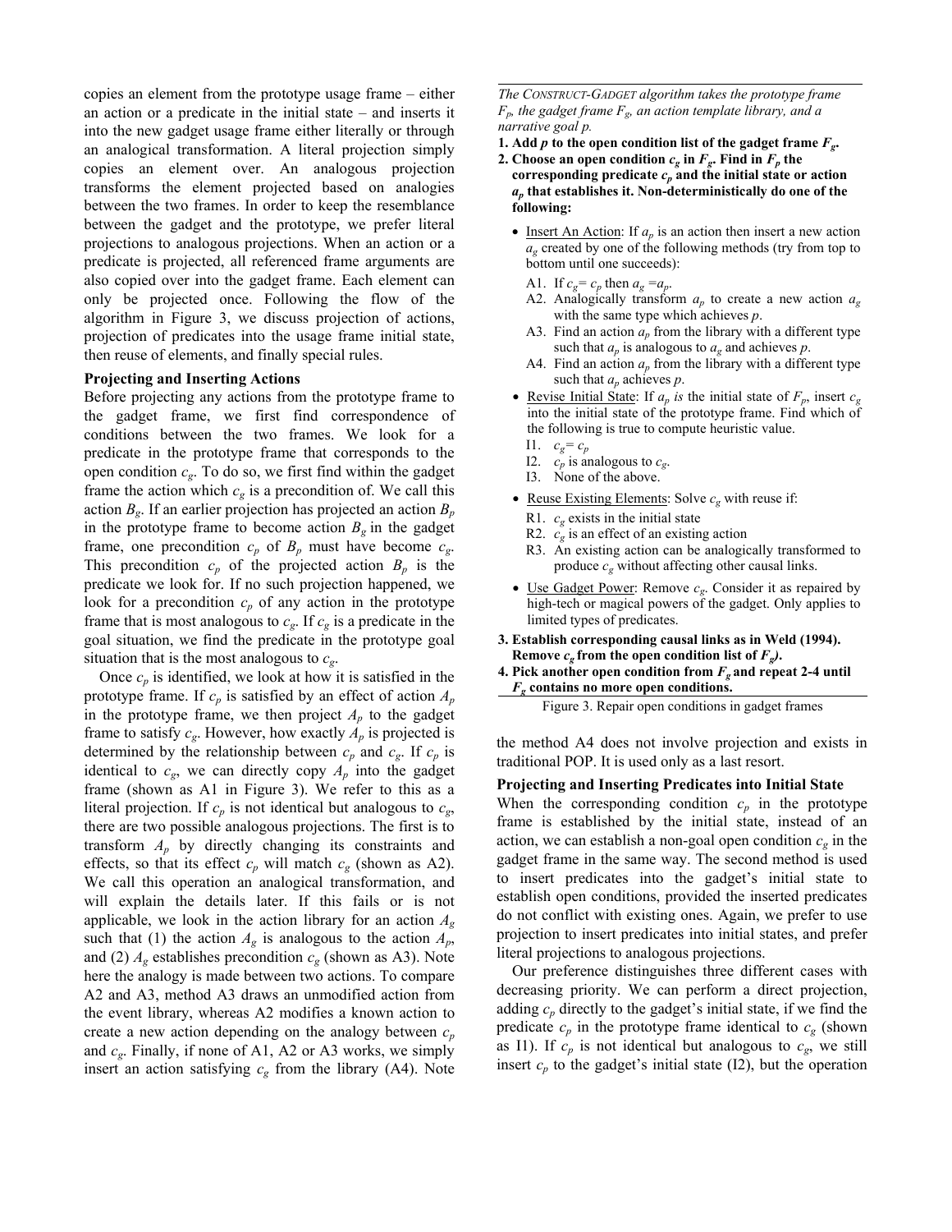copies an element from the prototype usage frame – either an action or a predicate in the initial state – and inserts it into the new gadget usage frame either literally or through an analogical transformation. A literal projection simply copies an element over. An analogous projection transforms the element projected based on analogies between the two frames. In order to keep the resemblance between the gadget and the prototype, we prefer literal projections to analogous projections. When an action or a predicate is projected, all referenced frame arguments are also copied over into the gadget frame. Each element can only be projected once. Following the flow of the algorithm in Figure 3, we discuss projection of actions, projection of predicates into the usage frame initial state, then reuse of elements, and finally special rules.

### Projecting and Inserting Actions

Before projecting any actions from the prototype frame to the gadget frame, we first find correspondence of conditions between the two frames. We look for a predicate in the prototype frame that corresponds to the open condition $c_g$. To do so, we first find within the gadget frame the action which $c_g$ is a precondition of. We call this action $B_g$. If an earlier projection has projected an action $B_p$ in the prototype frame to become action $B_g$ in the gadget frame, one precondition $c_p$ of $B_p$ must have become $c_g$. This precondition $c_p$ of the projected action $B_p$ is the predicate we look for. If no such projection happened, we look for a precondition $c_p$ of any action in the prototype frame that is most analogous to $c_g$. If $c_g$ is a predicate in the goal situation, we find the predicate in the prototype goal situation that is the most analogous to $c_g$.

Once $c_p$ is identified, we look at how it is satisfied in the prototype frame. If $c_p$ is satisfied by an effect of action $A_p$ in the prototype frame, we then project $A_p$ to the gadget frame to satisfy $c_g$. However, how exactly $A_p$ is projected is determined by the relationship between $c_p$ and $c_g$. If $c_p$ is identical to $c_g$, we can directly copy $A_p$ into the gadget frame (shown as A1 in Figure 3). We refer to this as a literal projection. If $c_p$ is not identical but analogous to $c_g$, there are two possible analogous projections. The first is to transform $A_p$ by directly changing its constraints and effects, so that its effect $c_p$ will match $c_g$ (shown as A2). We call this operation an analogical transformation, and will explain the details later. If this fails or is not applicable, we look in the action library for an action $A_g$ such that (1) the action $A_g$ is analogous to the action $A_p$, and (2) $A_g$ establishes precondition $c_g$ (shown as A3). Note here the analogy is made between two actions. To compare A2 and A3, method A3 draws an unmodified action from the event library, whereas A2 modifies a known action to create a new action depending on the analogy between $c_p$ and $c_g$. Finally, if none of A1, A2 or A3 works, we simply insert an action satisfying $c_g$ from the library (A4). Note the method A4 does not involve projection and exists in traditional POP. It is used only as a last resort.

---

*The* CONSTRUCT-GADGET *algorithm takes the prototype frame $F_p$, the gadget frame $F_g$, an action template library, and a narrative goal p.*

**1. Add *p* to the open condition list of the gadget frame $F_g$.**

**2. Choose an open condition $c_g$ in $F_g$. Find in $F_p$ the corresponding predicate $c_p$ and the initial state or action $a_p$ that establishes it. Non-deterministically do one of the following:**

- Insert An Action: If $a_p$ is an action then insert a new action $a_g$ created by one of the following methods (try from top to bottom until one succeeds):
  - A1. If $c_g = c_p$ then $a_g = a_p$.
  - A2. Analogically transform $a_p$ to create a new action $a_g$ with the same type which achieves *p*.
  - A3. Find an action $a_p$ from the library with a different type such that $a_p$ is analogous to $a_g$ and achieves *p*.
  - A4. Find an action $a_p$ from the library with a different type such that $a_p$ achieves *p*.
- Revise Initial State: If $a_p$ *is* the initial state of $F_p$, insert $c_g$ into the initial state of the prototype frame. Find which of the following is true to compute heuristic value.
  - I1. $c_g = c_p$
  - I2. $c_p$ is analogous to $c_g$.
  - I3. None of the above.
- Reuse Existing Elements: Solve $c_g$ with reuse if:
  - R1. $c_g$ exists in the initial state
  - R2. $c_g$ is an effect of an existing action
  - R3. An existing action can be analogically transformed to produce $c_g$ without affecting other causal links.
- Use Gadget Power: Remove $c_g$. Consider it as repaired by high-tech or magical powers of the gadget. Only applies to limited types of predicates.

**3. Establish corresponding causal links as in Weld (1994). Remove $c_g$ from the open condition list of $F_g$).**

**4. Pick another open condition from $F_g$ and repeat 2-4 until $F_g$ contains no more open conditions.**

Figure 3. Repair open conditions in gadget frames

---

### Projecting and Inserting Predicates into Initial State

When the corresponding condition $c_p$ in the prototype frame is established by the initial state, instead of an action, we can establish a non-goal open condition $c_g$ in the gadget frame in the same way. The second method is used to insert predicates into the gadget's initial state to establish open conditions, provided the inserted predicates do not conflict with existing ones. Again, we prefer to use projection to insert predicates into initial states, and prefer literal projections to analogous projections.

Our preference distinguishes three different cases with decreasing priority. We can perform a direct projection, adding $c_p$ directly to the gadget's initial state, if we find the predicate $c_p$ in the prototype frame identical to $c_g$ (shown as I1). If $c_p$ is not identical but analogous to $c_g$, we still insert $c_p$ to the gadget's initial state (I2), but the operation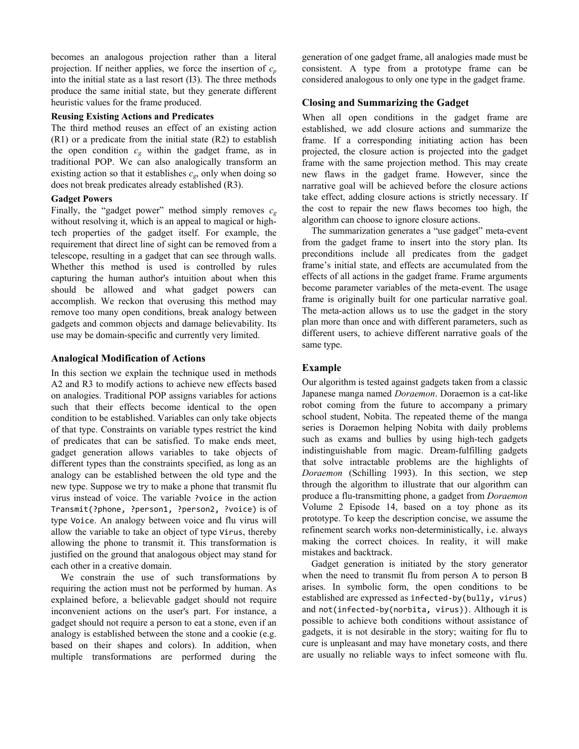becomes an analogous projection rather than a literal projection. If neither applies, we force the insertion of $c_p$ into the initial state as a last resort (I3). The three methods produce the same initial state, but they generate different heuristic values for the frame produced.

**Reusing Existing Actions and Predicates**

The third method reuses an effect of an existing action (R1) or a predicate from the initial state (R2) to establish the open condition $c_g$ within the gadget frame, as in traditional POP. We can also analogically transform an existing action so that it establishes $c_g$, only when doing so does not break predicates already established (R3).

**Gadget Powers**

Finally, the "gadget power" method simply removes $c_g$ without resolving it, which is an appeal to magical or high-tech properties of the gadget itself. For example, the requirement that direct line of sight can be removed from a telescope, resulting in a gadget that can see through walls. Whether this method is used is controlled by rules capturing the human author's intuition about when this should be allowed and what gadget powers can accomplish. We reckon that overusing this method may remove too many open conditions, break analogy between gadgets and common objects and damage believability. Its use may be domain-specific and currently very limited.

## Analogical Modification of Actions

In this section we explain the technique used in methods A2 and R3 to modify actions to achieve new effects based on analogies. Traditional POP assigns variables for actions such that their effects become identical to the open condition to be established. Variables can only take objects of that type. Constraints on variable types restrict the kind of predicates that can be satisfied. To make ends meet, gadget generation allows variables to take objects of different types than the constraints specified, as long as an analogy can be established between the old type and the new type. Suppose we try to make a phone that transmit flu virus instead of voice. The variable `?voice` in the action `Transmit(?phone, ?person1, ?person2, ?voice)` is of type `Voice`. An analogy between voice and flu virus will allow the variable to take an object of type `Virus`, thereby allowing the phone to transmit it. This transformation is justified on the ground that analogous object may stand for each other in a creative domain.

We constrain the use of such transformations by requiring the action must not be performed by human. As explained before, a believable gadget should not require inconvenient actions on the user's part. For instance, a gadget should not require a person to eat a stone, even if an analogy is established between the stone and a cookie (e.g. based on their shapes and colors). In addition, when multiple transformations are performed during the generation of one gadget frame, all analogies made must be consistent. A type from a prototype frame can be considered analogous to only one type in the gadget frame.

## Closing and Summarizing the Gadget

When all open conditions in the gadget frame are established, we add closure actions and summarize the frame. If a corresponding initiating action has been projected, the closure action is projected into the gadget frame with the same projection method. This may create new flaws in the gadget frame. However, since the narrative goal will be achieved before the closure actions take effect, adding closure actions is strictly necessary. If the cost to repair the new flaws becomes too high, the algorithm can choose to ignore closure actions.

The summarization generates a "use gadget" meta-event from the gadget frame to insert into the story plan. Its preconditions include all predicates from the gadget frame's initial state, and effects are accumulated from the effects of all actions in the gadget frame. Frame arguments become parameter variables of the meta-event. The usage frame is originally built for one particular narrative goal. The meta-action allows us to use the gadget in the story plan more than once and with different parameters, such as different users, to achieve different narrative goals of the same type.

## Example

Our algorithm is tested against gadgets taken from a classic Japanese manga named *Doraemon*. Doraemon is a cat-like robot coming from the future to accompany a primary school student, Nobita. The repeated theme of the manga series is Doraemon helping Nobita with daily problems such as exams and bullies by using high-tech gadgets indistinguishable from magic. Dream-fulfilling gadgets that solve intractable problems are the highlights of *Doraemon* (Schilling 1993). In this section, we step through the algorithm to illustrate that our algorithm can produce a flu-transmitting phone, a gadget from *Doraemon* Volume 2 Episode 14, based on a toy phone as its prototype. To keep the description concise, we assume the refinement search works non-deterministically, i.e. always making the correct choices. In reality, it will make mistakes and backtrack.

Gadget generation is initiated by the story generator when the need to transmit flu from person A to person B arises. In symbolic form, the open conditions to be established are expressed as `infected-by(bully, virus)` and `not(infected-by(norbita, virus))`. Although it is possible to achieve both conditions without assistance of gadgets, it is not desirable in the story; waiting for flu to cure is unpleasant and may have monetary costs, and there are usually no reliable ways to infect someone with flu.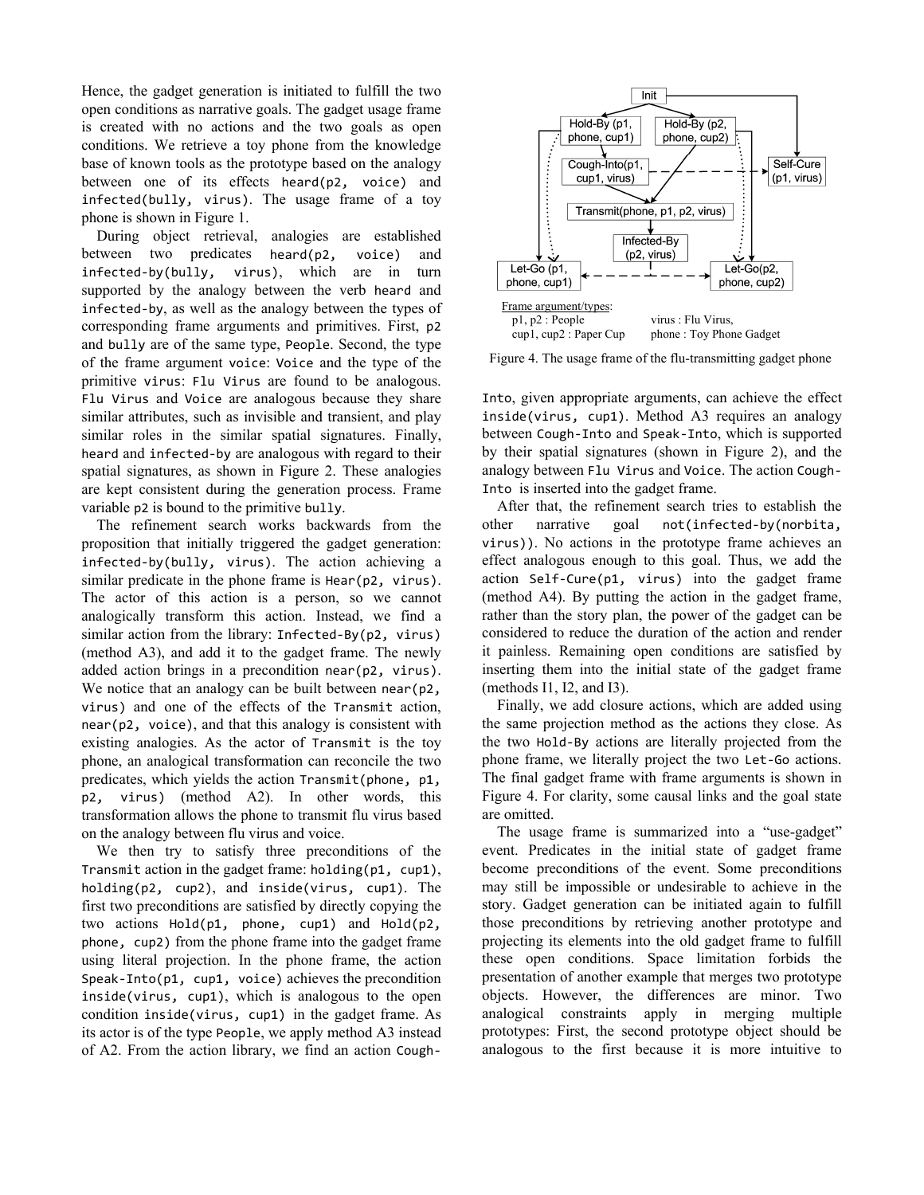Hence, the gadget generation is initiated to fulfill the two open conditions as narrative goals. The gadget usage frame is created with no actions and the two goals as open conditions. We retrieve a toy phone from the knowledge base of known tools as the prototype based on the analogy between one of its effects `heard(p2, voice)` and `infected(bully, virus)`. The usage frame of a toy phone is shown in Figure 1.

During object retrieval, analogies are established between two predicates `heard(p2, voice)` and `infected-by(bully, virus)`, which are in turn supported by the analogy between the verb `heard` and `infected-by`, as well as the analogy between the types of corresponding frame arguments and primitives. First, `p2` and `bully` are of the same type, `People`. Second, the type of the frame argument `voice`: `Voice` and the type of the primitive `virus`: `Flu Virus` are found to be analogous. `Flu Virus` and `Voice` are analogous because they share similar attributes, such as invisible and transient, and play similar roles in the similar spatial signatures. Finally, `heard` and `infected-by` are analogous with regard to their spatial signatures, as shown in Figure 2. These analogies are kept consistent during the generation process. Frame variable `p2` is bound to the primitive `bully`.

The refinement search works backwards from the proposition that initially triggered the gadget generation: `infected-by(bully, virus)`. The action achieving a similar predicate in the phone frame is `Hear(p2, virus)`. The actor of this action is a person, so we cannot analogically transform this action. Instead, we find a similar action from the library: `Infected-By(p2, virus)` (method A3), and add it to the gadget frame. The newly added action brings in a precondition `near(p2, virus)`. We notice that an analogy can be built between `near(p2, virus)` and one of the effects of the `Transmit` action, `near(p2, voice)`, and that this analogy is consistent with existing analogies. As the actor of `Transmit` is the toy phone, an analogical transformation can reconcile the two predicates, which yields the action `Transmit(phone, p1, p2, virus)` (method A2). In other words, this transformation allows the phone to transmit flu virus based on the analogy between flu virus and voice.

We then try to satisfy three preconditions of the `Transmit` action in the gadget frame: `holding(p1, cup1)`, `holding(p2, cup2)`, and `inside(virus, cup1)`. The first two preconditions are satisfied by directly copying the two actions `Hold(p1, phone, cup1)` and `Hold(p2, phone, cup2)` from the phone frame into the gadget frame using literal projection. In the phone frame, the action `Speak-Into(p1, cup1, voice)` achieves the precondition `inside(virus, cup1)`, which is analogous to the open condition `inside(virus, cup1)` in the gadget frame. As its actor is of the type `People`, we apply method A3 instead of A2. From the action library, we find an action `Cough-Into`, given appropriate arguments, can achieve the effect `inside(virus, cup1)`. Method A3 requires an analogy between `Cough-Into` and `Speak-Into`, which is supported by their spatial signatures (shown in Figure 2), and the analogy between `Flu Virus` and `Voice`. The action `Cough-Into` is inserted into the gadget frame.

Frame argument/types:
p1, p2 : People — virus : Flu Virus,
cup1, cup2 : Paper Cup — phone : Toy Phone Gadget

Figure 4. The usage frame of the flu-transmitting gadget phone

After that, the refinement search tries to establish the other narrative goal `not(infected-by(norbita, virus))`. No actions in the prototype frame achieves an effect analogous enough to this goal. Thus, we add the action `Self-Cure(p1, virus)` into the gadget frame (method A4). By putting the action in the gadget frame, rather than the story plan, the power of the gadget can be considered to reduce the duration of the action and render it painless. Remaining open conditions are satisfied by inserting them into the initial state of the gadget frame (methods I1, I2, and I3).

Finally, we add closure actions, which are added using the same projection method as the actions they close. As the two `Hold-By` actions are literally projected from the phone frame, we literally project the two `Let-Go` actions. The final gadget frame with frame arguments is shown in Figure 4. For clarity, some causal links and the goal state are omitted.

The usage frame is summarized into a "use-gadget" event. Predicates in the initial state of gadget frame become preconditions of the event. Some preconditions may still be impossible or undesirable to achieve in the story. Gadget generation can be initiated again to fulfill those preconditions by retrieving another prototype and projecting its elements into the old gadget frame to fulfill these open conditions. Space limitation forbids the presentation of another example that merges two prototype objects. However, the differences are minor. Two analogical constraints apply in merging multiple prototypes: First, the second prototype object should be analogous to the first because it is more intuitive to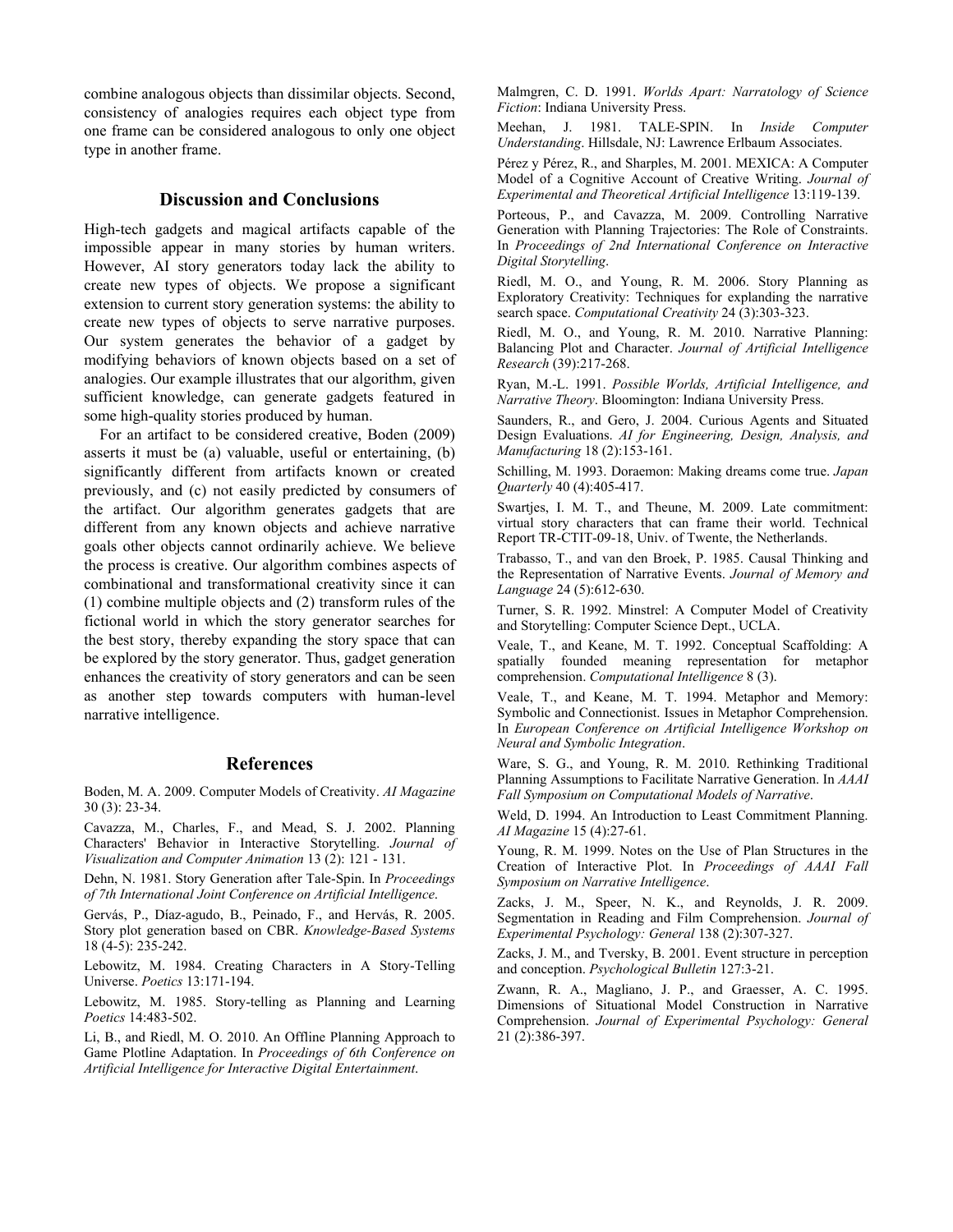combine analogous objects than dissimilar objects. Second, consistency of analogies requires each object type from one frame can be considered analogous to only one object type in another frame.

## Discussion and Conclusions

High-tech gadgets and magical artifacts capable of the impossible appear in many stories by human writers. However, AI story generators today lack the ability to create new types of objects. We propose a significant extension to current story generation systems: the ability to create new types of objects to serve narrative purposes. Our system generates the behavior of a gadget by modifying behaviors of known objects based on a set of analogies. Our example illustrates that our algorithm, given sufficient knowledge, can generate gadgets featured in some high-quality stories produced by human.

For an artifact to be considered creative, Boden (2009) asserts it must be (a) valuable, useful or entertaining, (b) significantly different from artifacts known or created previously, and (c) not easily predicted by consumers of the artifact. Our algorithm generates gadgets that are different from any known objects and achieve narrative goals other objects cannot ordinarily achieve. We believe the process is creative. Our algorithm combines aspects of combinational and transformational creativity since it can (1) combine multiple objects and (2) transform rules of the fictional world in which the story generator searches for the best story, thereby expanding the story space that can be explored by the story generator. Thus, gadget generation enhances the creativity of story generators and can be seen as another step towards computers with human-level narrative intelligence.

## References

Boden, M. A. 2009. Computer Models of Creativity. *AI Magazine* 30 (3): 23-34.

Cavazza, M., Charles, F., and Mead, S. J. 2002. Planning Characters' Behavior in Interactive Storytelling. *Journal of Visualization and Computer Animation* 13 (2): 121 - 131.

Dehn, N. 1981. Story Generation after Tale-Spin. In *Proceedings of 7th International Joint Conference on Artificial Intelligence*.

Gervás, P., Díaz-agudo, B., Peinado, F., and Hervás, R. 2005. Story plot generation based on CBR. *Knowledge-Based Systems* 18 (4-5): 235-242.

Lebowitz, M. 1984. Creating Characters in A Story-Telling Universe. *Poetics* 13:171-194.

Lebowitz, M. 1985. Story-telling as Planning and Learning *Poetics* 14:483-502.

Li, B., and Riedl, M. O. 2010. An Offline Planning Approach to Game Plotline Adaptation. In *Proceedings of 6th Conference on Artificial Intelligence for Interactive Digital Entertainment*.

Malmgren, C. D. 1991. *Worlds Apart: Narratology of Science Fiction*: Indiana University Press.

Meehan, J. 1981. TALE-SPIN. In *Inside Computer Understanding*. Hillsdale, NJ: Lawrence Erlbaum Associates.

Pérez y Pérez, R., and Sharples, M. 2001. MEXICA: A Computer Model of a Cognitive Account of Creative Writing. *Journal of Experimental and Theoretical Artificial Intelligence* 13:119-139.

Porteous, P., and Cavazza, M. 2009. Controlling Narrative Generation with Planning Trajectories: The Role of Constraints. In *Proceedings of 2nd International Conference on Interactive Digital Storytelling*.

Riedl, M. O., and Young, R. M. 2006. Story Planning as Exploratory Creativity: Techniques for explanding the narrative search space. *Computational Creativity* 24 (3):303-323.

Riedl, M. O., and Young, R. M. 2010. Narrative Planning: Balancing Plot and Character. *Journal of Artificial Intelligence Research* (39):217-268.

Ryan, M.-L. 1991. *Possible Worlds, Artificial Intelligence, and Narrative Theory*. Bloomington: Indiana University Press.

Saunders, R., and Gero, J. 2004. Curious Agents and Situated Design Evaluations. *AI for Engineering, Design, Analysis, and Manufacturing* 18 (2):153-161.

Schilling, M. 1993. Doraemon: Making dreams come true. *Japan Quarterly* 40 (4):405-417.

Swartjes, I. M. T., and Theune, M. 2009. Late commitment: virtual story characters that can frame their world. Technical Report TR-CTIT-09-18, Univ. of Twente, the Netherlands.

Trabasso, T., and van den Broek, P. 1985. Causal Thinking and the Representation of Narrative Events. *Journal of Memory and Language* 24 (5):612-630.

Turner, S. R. 1992. Minstrel: A Computer Model of Creativity and Storytelling: Computer Science Dept., UCLA.

Veale, T., and Keane, M. T. 1992. Conceptual Scaffolding: A spatially founded meaning representation for metaphor comprehension. *Computational Intelligence* 8 (3).

Veale, T., and Keane, M. T. 1994. Metaphor and Memory: Symbolic and Connectionist. Issues in Metaphor Comprehension. In *European Conference on Artificial Intelligence Workshop on Neural and Symbolic Integration*.

Ware, S. G., and Young, R. M. 2010. Rethinking Traditional Planning Assumptions to Facilitate Narrative Generation. In *AAAI Fall Symposium on Computational Models of Narrative*.

Weld, D. 1994. An Introduction to Least Commitment Planning. *AI Magazine* 15 (4):27-61.

Young, R. M. 1999. Notes on the Use of Plan Structures in the Creation of Interactive Plot. In *Proceedings of AAAI Fall Symposium on Narrative Intelligence*.

Zacks, J. M., Speer, N. K., and Reynolds, J. R. 2009. Segmentation in Reading and Film Comprehension. *Journal of Experimental Psychology: General* 138 (2):307-327.

Zacks, J. M., and Tversky, B. 2001. Event structure in perception and conception. *Psychological Bulletin* 127:3-21.

Zwann, R. A., Magliano, J. P., and Graesser, A. C. 1995. Dimensions of Situational Model Construction in Narrative Comprehension. *Journal of Experimental Psychology: General* 21 (2):386-397.